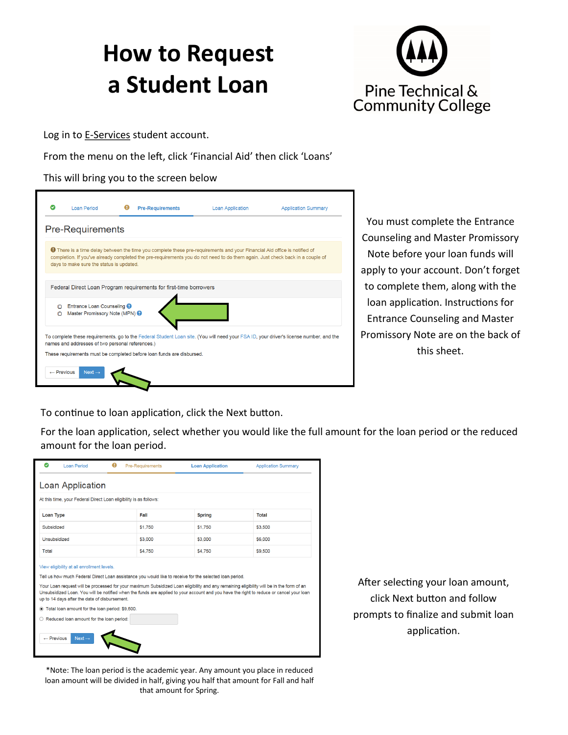# How to Request a Student Loan

Pine Technical & Community College

Log in to E-Services student account.

From the menu on the left, click 'Financial Aid' then click 'Loans'

This will bring you to the screen below

Loan Period | Pre-Requirements | Loan Application | Application Summary

## Pre-Requirements

There is a time delay between the time you complete these pre-requirements and your Financial Aid office is notified of completion. If you've already completed the pre-requirements you do not need to do them again. Just check back in a couple of days to make sure the status is updated.

Federal Direct Loan Program requirements for first-time borrowers

- Entrance Loan Counseling
- Master Promissory Note (MPN)

To complete these requirements, go to the Federal Student Loan site. (You will need your FSA ID, your driver's license number, and the names and addresses of two personal references.)

These requirements must be completed before loan funds are disbursed.

← Previous | Next →

You must complete the Entrance Counseling and Master Promissory Note before your loan funds will apply to your account. Don't forget to complete them, along with the loan application. Instructions for Entrance Counseling and Master Promissory Note are on the back of this sheet.

To continue to loan application, click the Next button.

For the loan application, select whether you would like the full amount for the loan period or the reduced amount for the loan period.

Loan Period | Pre-Requirements | Loan Application | Application Summary

## Loan Application

At this time, your Federal Direct Loan eligibility is as follows:

| Loan Type | Fall | Spring | Total |
|---|---|---|---|
| Subsidized | $1,750 | $1,750 | $3,500 |
| Unsubsidized | $3,000 | $3,000 | $6,000 |
| Total | $4,750 | $4,750 | $9,500 |

View eligibility at all enrollment levels.

Tell us how much Federal Direct Loan assistance you would like to receive for the selected loan period.

Your Loan request will be processed for your maximum Subsidized Loan eligibility and any remaining eligibility will be in the form of an Unsubsidized Loan. You will be notified when the funds are applied to your account and you have the right to reduce or cancel your loan up to 14 days after the date of disbursement.

- Total loan amount for the loan period: $9,500.
- Reduced loan amount for the loan period:

← Previous | Next →

After selecting your loan amount, click Next button and follow prompts to finalize and submit loan application.

*Note: The loan period is the academic year. Any amount you place in reduced loan amount will be divided in half, giving you half that amount for Fall and half that amount for Spring.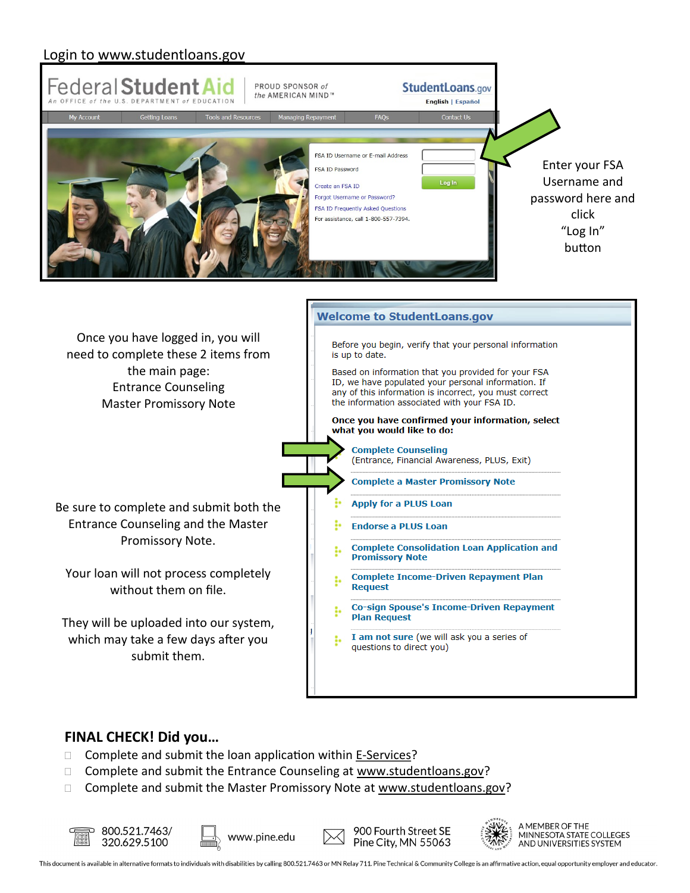Login to www.studentloans.gov

Federal Student Aid — An OFFICE of the U.S. DEPARTMENT of EDUCATION | PROUD SPONSOR of the AMERICAN MIND™ | StudentLoans.gov | English | Español

My Account | Getting Loans | Tools and Resources | Managing Repayment | FAQs | Contact Us

FSA ID Username or E-mail Address

FSA ID Password

Log In

Create an FSA ID

Forgot Username or Password?

FSA ID Frequently Asked Questions

For assistance, call 1-800-557-7394.

Enter your FSA Username and password here and click "Log In" button

Once you have logged in, you will need to complete these 2 items from the main page:
Entrance Counseling
Master Promissory Note

**Welcome to StudentLoans.gov**

Before you begin, verify that your personal information is up to date.

Based on information that you provided for your FSA ID, we have populated your personal information. If any of this information is incorrect, you must correct the information associated with your FSA ID.

**Once you have confirmed your information, select what you would like to do:**

- **Complete Counseling** (Entrance, Financial Awareness, PLUS, Exit)
- **Complete a Master Promissory Note**
- **Apply for a PLUS Loan**
- **Endorse a PLUS Loan**
- **Complete Consolidation Loan Application and Promissory Note**
- **Complete Income-Driven Repayment Plan Request**
- **Co-sign Spouse's Income-Driven Repayment Plan Request**
- **I am not sure** (we will ask you a series of questions to direct you)

Be sure to complete and submit both the Entrance Counseling and the Master Promissory Note.

Your loan will not process completely without them on file.

They will be uploaded into our system, which may take a few days after you submit them.

## FINAL CHECK! Did you…

- ☐ Complete and submit the loan application within E-Services?
- ☐ Complete and submit the Entrance Counseling at www.studentloans.gov?
- ☐ Complete and submit the Master Promissory Note at www.studentloans.gov?

800.521.7463/
320.629.5100

www.pine.edu

900 Fourth Street SE
Pine City, MN 55063

A MEMBER OF THE MINNESOTA STATE COLLEGES AND UNIVERSITIES SYSTEM

This document is available in alternative formats to individuals with disabilities by calling 800.521.7463 or MN Relay 711. Pine Technical & Community College is an affirmative action, equal opportunity employer and educator.